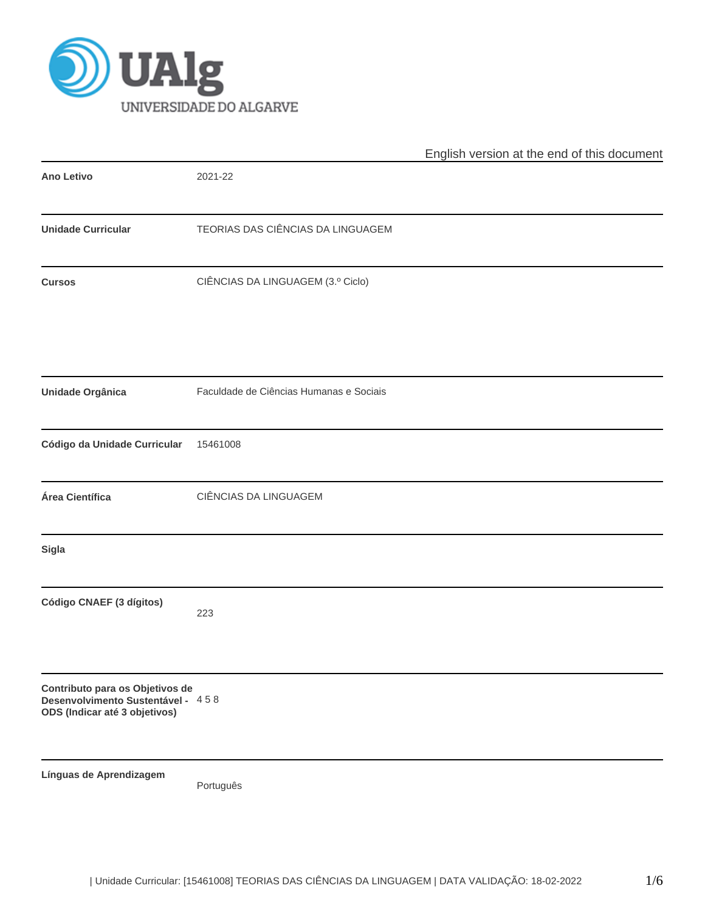UAlg
UNIVERSIDADE DO ALGARVE

English version at the end of this document

| | |
|---|---|
| **Ano Letivo** | 2021-22 |
| **Unidade Curricular** | TEORIAS DAS CIÊNCIAS DA LINGUAGEM |
| **Cursos** | CIÊNCIAS DA LINGUAGEM (3.º Ciclo) |
| **Unidade Orgânica** | Faculdade de Ciências Humanas e Sociais |
| **Código da Unidade Curricular** | 15461008 |
| **Área Científica** | CIÊNCIAS DA LINGUAGEM |
| **Sigla** | |
| **Código CNAEF (3 dígitos)** | 223 |
| **Contributo para os Objetivos de Desenvolvimento Sustentável - ODS (Indicar até 3 objetivos)** | 4 5 8 |
| **Línguas de Aprendizagem** | Português |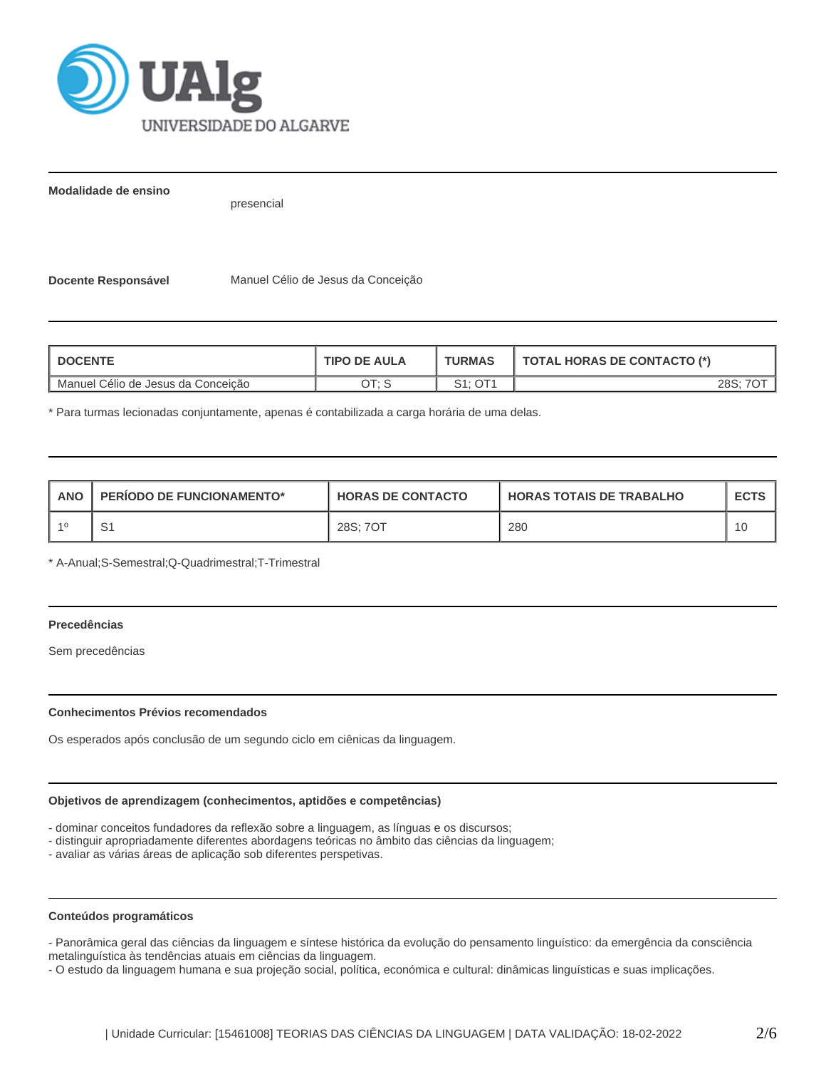**Modalidade de ensino**

presencial

**Docente Responsável** Manuel Célio de Jesus da Conceição

| DOCENTE | TIPO DE AULA | TURMAS | TOTAL HORAS DE CONTACTO (*) |
|---|---|---|---|
| Manuel Célio de Jesus da Conceição | OT; S | S1; OT1 | 28S; 7OT |

* Para turmas lecionadas conjuntamente, apenas é contabilizada a carga horária de uma delas.

| ANO | PERÍODO DE FUNCIONAMENTO* | HORAS DE CONTACTO | HORAS TOTAIS DE TRABALHO | ECTS |
|---|---|---|---|---|
| 1º | S1 | 28S; 7OT | 280 | 10 |

* A-Anual;S-Semestral;Q-Quadrimestral;T-Trimestral

#### Precedências

Sem precedências

#### Conhecimentos Prévios recomendados

Os esperados após conclusão de um segundo ciclo em ciênicas da linguagem.

#### Objetivos de aprendizagem (conhecimentos, aptidões e competências)

- dominar conceitos fundadores da reflexão sobre a linguagem, as línguas e os discursos;
- distinguir apropriadamente diferentes abordagens teóricas no âmbito das ciências da linguagem;
- avaliar as várias áreas de aplicação sob diferentes perspetivas.

#### Conteúdos programáticos

- Panorâmica geral das ciências da linguagem e síntese histórica da evolução do pensamento linguístico: da emergência da consciência metalinguística às tendências atuais em ciências da linguagem.
- O estudo da linguagem humana e sua projeção social, política, económica e cultural: dinâmicas linguísticas e suas implicações.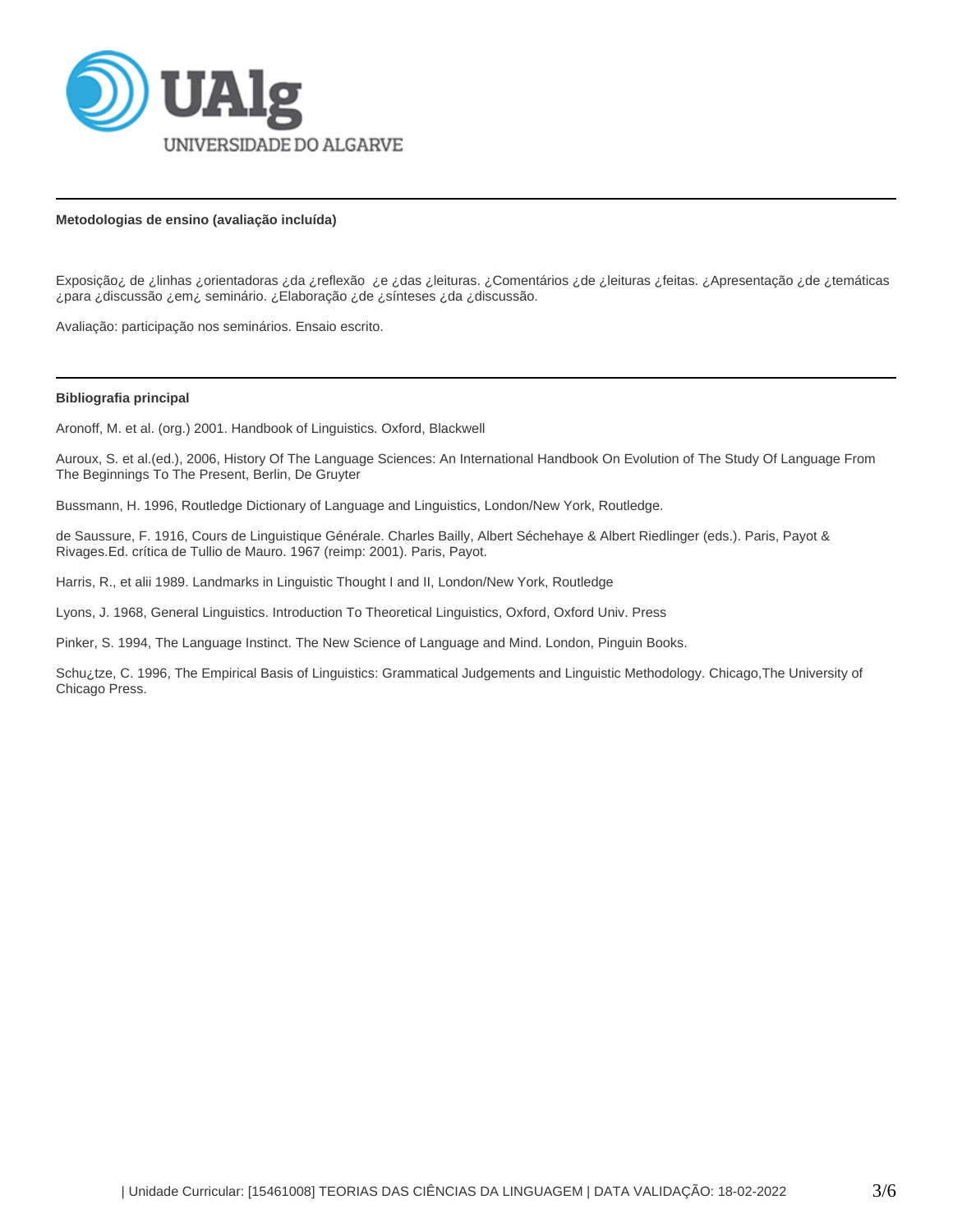### Metodologias de ensino (avaliação incluída)

Exposição¿ de ¿linhas ¿orientadoras ¿da ¿reflexão ¿e ¿das ¿leituras. ¿Comentários ¿de ¿leituras ¿feitas. ¿Apresentação ¿de ¿temáticas ¿para ¿discussão ¿em¿ seminário. ¿Elaboração ¿de ¿sínteses ¿da ¿discussão.

Avaliação: participação nos seminários. Ensaio escrito.

### Bibliografia principal

Aronoff, M. et al. (org.) 2001. Handbook of Linguistics. Oxford, Blackwell

Auroux, S. et al.(ed.), 2006, History Of The Language Sciences: An International Handbook On Evolution of The Study Of Language From The Beginnings To The Present, Berlin, De Gruyter

Bussmann, H. 1996, Routledge Dictionary of Language and Linguistics, London/New York, Routledge.

de Saussure, F. 1916, Cours de Linguistique Générale. Charles Bailly, Albert Séchehaye & Albert Riedlinger (eds.). Paris, Payot & Rivages.Ed. crítica de Tullio de Mauro. 1967 (reimp: 2001). Paris, Payot.

Harris, R., et alii 1989. Landmarks in Linguistic Thought I and II, London/New York, Routledge

Lyons, J. 1968, General Linguistics. Introduction To Theoretical Linguistics, Oxford, Oxford Univ. Press

Pinker, S. 1994, The Language Instinct. The New Science of Language and Mind. London, Pinguin Books.

Schu¿tze, C. 1996, The Empirical Basis of Linguistics: Grammatical Judgements and Linguistic Methodology. Chicago,The University of Chicago Press.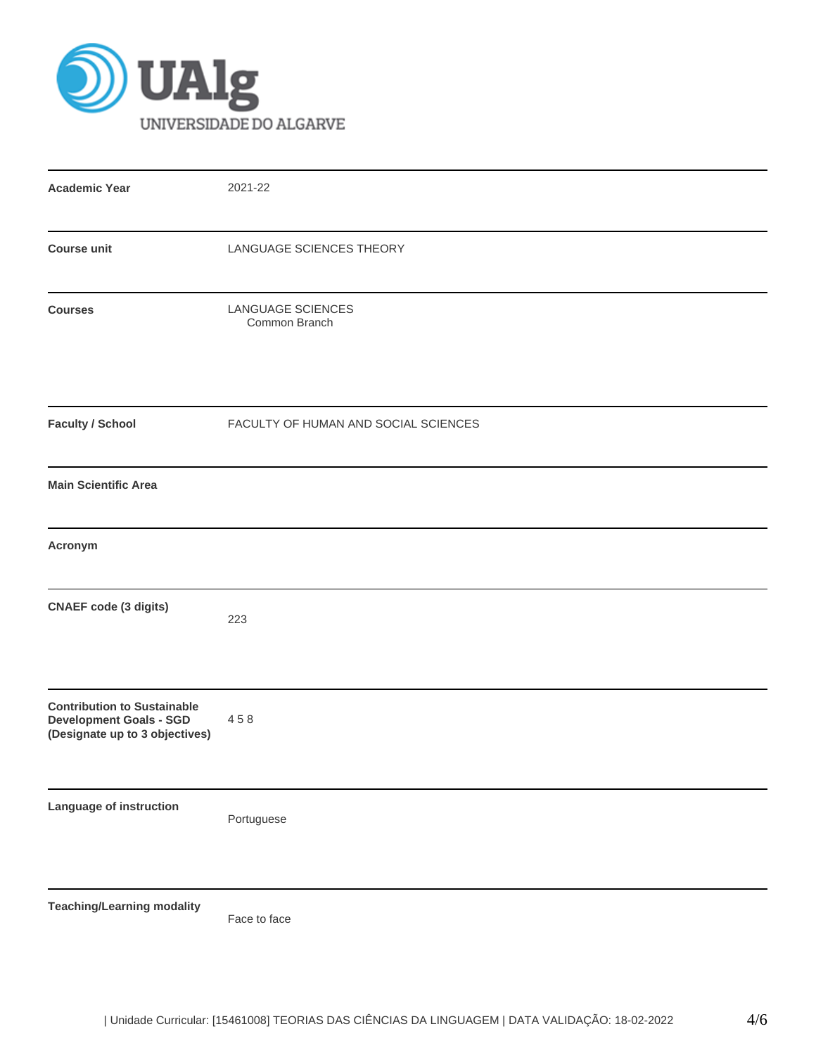UAlg
UNIVERSIDADE DO ALGARVE

| | |
|---|---|
| **Academic Year** | 2021-22 |
| **Course unit** | LANGUAGE SCIENCES THEORY |
| **Courses** | LANGUAGE SCIENCES<br>Common Branch |
| **Faculty / School** | FACULTY OF HUMAN AND SOCIAL SCIENCES |
| **Main Scientific Area** | |
| **Acronym** | |
| **CNAEF code (3 digits)** | 223 |
| **Contribution to Sustainable Development Goals - SGD (Designate up to 3 objectives)** | 4 5 8 |
| **Language of instruction** | Portuguese |
| **Teaching/Learning modality** | Face to face |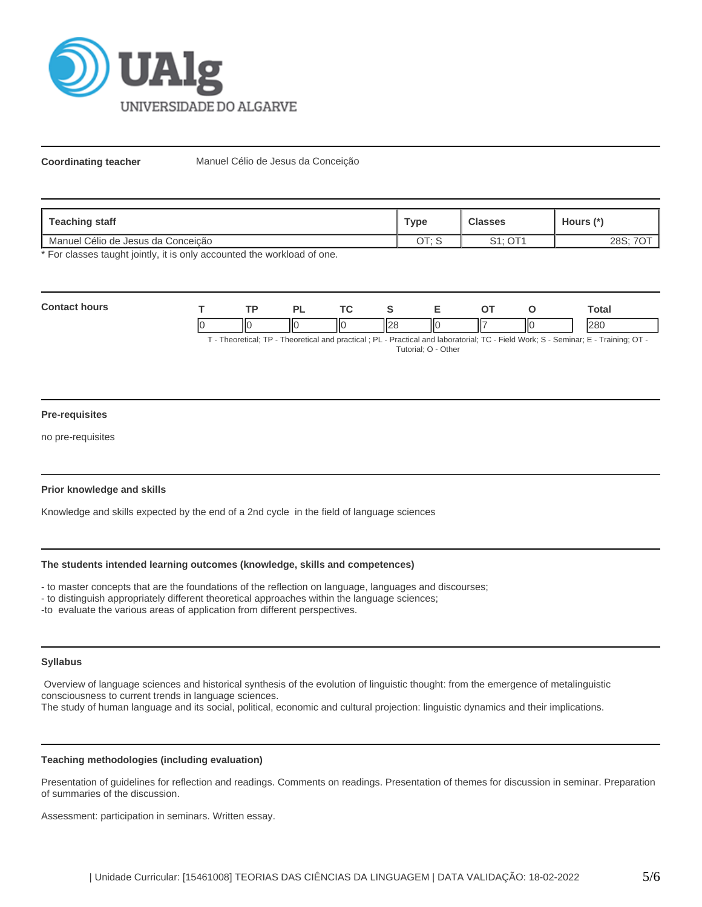**Coordinating teacher** Manuel Célio de Jesus da Conceição

| Teaching staff | Type | Classes | Hours (*) |
|---|---|---|---|
| Manuel Célio de Jesus da Conceição | OT; S | S1; OT1 | 28S; 7OT |

* For classes taught jointly, it is only accounted the workload of one.

**Contact hours**

| T | TP | PL | TC | S | E | OT | O | Total |
|---|---|---|---|---|---|---|---|---|
| 0 | 0 | 0 | 0 | 28 | 0 | 7 | 0 | 280 |

T - Theoretical; TP - Theoretical and practical ; PL - Practical and laboratorial; TC - Field Work; S - Seminar; E - Training; OT - Tutorial; O - Other

#### Pre-requisites

no pre-requisites

#### Prior knowledge and skills

Knowledge and skills expected by the end of a 2nd cycle in the field of language sciences

#### The students intended learning outcomes (knowledge, skills and competences)

- to master concepts that are the foundations of the reflection on language, languages and discourses;
- to distinguish appropriately different theoretical approaches within the language sciences;
- to evaluate the various areas of application from different perspectives.

#### Syllabus

Overview of language sciences and historical synthesis of the evolution of linguistic thought: from the emergence of metalinguistic consciousness to current trends in language sciences.
The study of human language and its social, political, economic and cultural projection: linguistic dynamics and their implications.

#### Teaching methodologies (including evaluation)

Presentation of guidelines for reflection and readings. Comments on readings. Presentation of themes for discussion in seminar. Preparation of summaries of the discussion.

Assessment: participation in seminars. Written essay.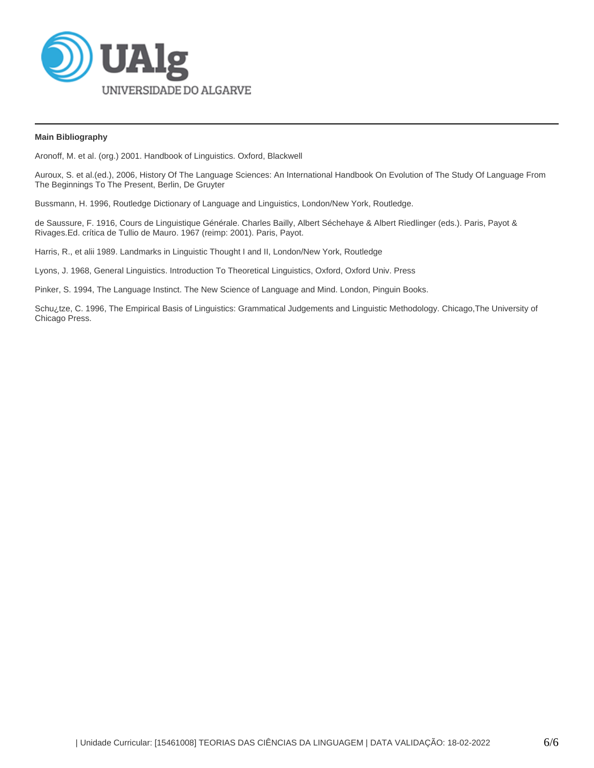**Main Bibliography**

Aronoff, M. et al. (org.) 2001. Handbook of Linguistics. Oxford, Blackwell

Auroux, S. et al.(ed.), 2006, History Of The Language Sciences: An International Handbook On Evolution of The Study Of Language From The Beginnings To The Present, Berlin, De Gruyter

Bussmann, H. 1996, Routledge Dictionary of Language and Linguistics, London/New York, Routledge.

de Saussure, F. 1916, Cours de Linguistique Générale. Charles Bailly, Albert Séchehaye & Albert Riedlinger (eds.). Paris, Payot & Rivages.Ed. crítica de Tullio de Mauro. 1967 (reimp: 2001). Paris, Payot.

Harris, R., et alii 1989. Landmarks in Linguistic Thought I and II, London/New York, Routledge

Lyons, J. 1968, General Linguistics. Introduction To Theoretical Linguistics, Oxford, Oxford Univ. Press

Pinker, S. 1994, The Language Instinct. The New Science of Language and Mind. London, Pinguin Books.

Schu¿tze, C. 1996, The Empirical Basis of Linguistics: Grammatical Judgements and Linguistic Methodology. Chicago,The University of Chicago Press.